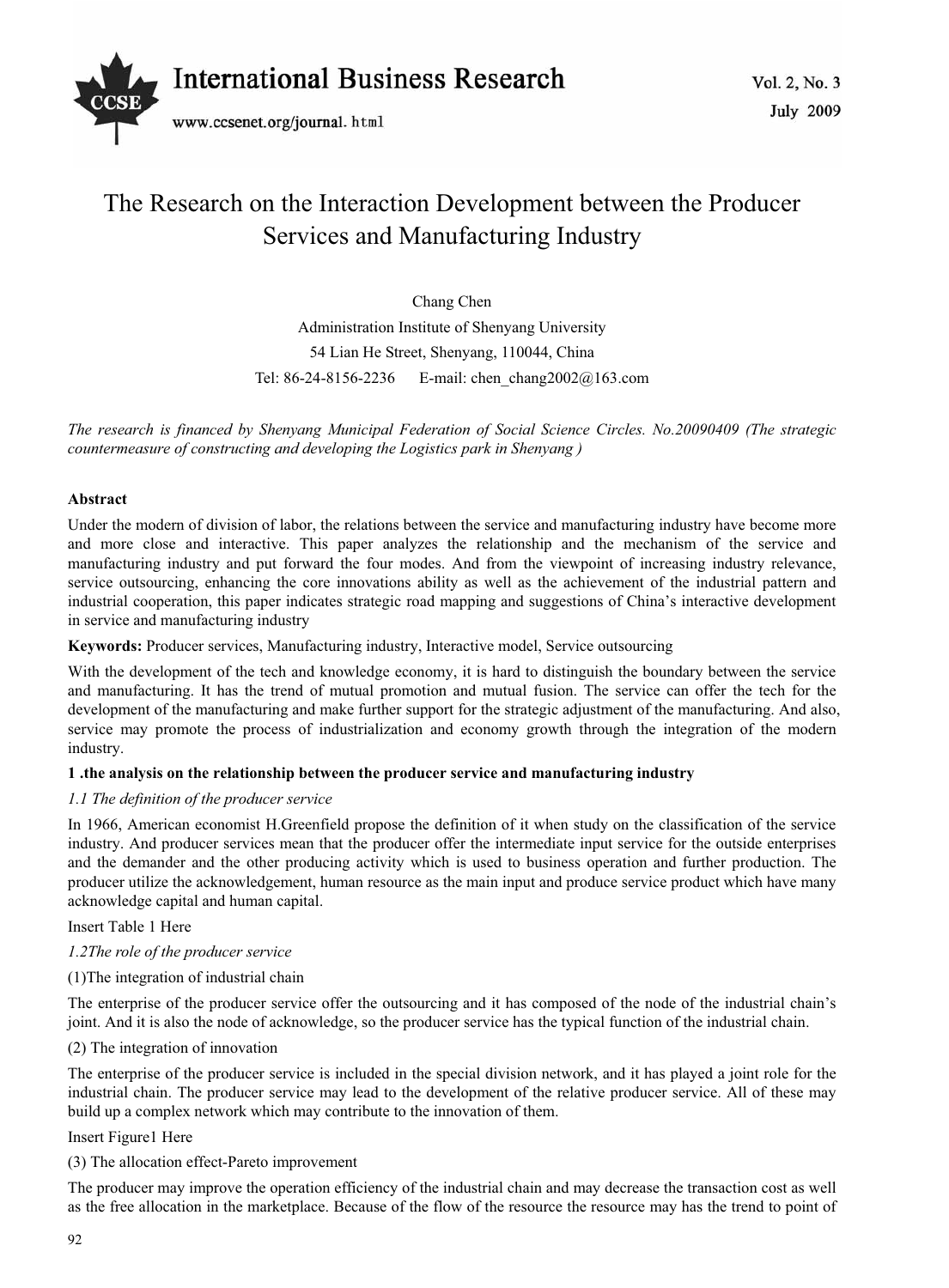# The Research on the Interaction Development between the Producer Services and Manufacturing Industry

Chang Chen

Administration Institute of Shenyang University

54 Lian He Street, Shenyang, 110044, China

Tel: 86-24-8156-2236 E-mail: chen_chang2002@163.com

*The research is financed by Shenyang Municipal Federation of Social Science Circles. No.20090409 (The strategic countermeasure of constructing and developing the Logistics park in Shenyang )*

**Abstract**

Under the modern of division of labor, the relations between the service and manufacturing industry have become more and more close and interactive. This paper analyzes the relationship and the mechanism of the service and manufacturing industry and put forward the four modes. And from the viewpoint of increasing industry relevance, service outsourcing, enhancing the core innovations ability as well as the achievement of the industrial pattern and industrial cooperation, this paper indicates strategic road mapping and suggestions of China's interactive development in service and manufacturing industry

**Keywords:** Producer services, Manufacturing industry, Interactive model, Service outsourcing

With the development of the tech and knowledge economy, it is hard to distinguish the boundary between the service and manufacturing. It has the trend of mutual promotion and mutual fusion. The service can offer the tech for the development of the manufacturing and make further support for the strategic adjustment of the manufacturing. And also, service may promote the process of industrialization and economy growth through the integration of the modern industry.

**1 .the analysis on the relationship between the producer service and manufacturing industry**

*1.1 The definition of the producer service*

In 1966, American economist H.Greenfield propose the definition of it when study on the classification of the service industry. And producer services mean that the producer offer the intermediate input service for the outside enterprises and the demander and the other producing activity which is used to business operation and further production. The producer utilize the acknowledgement, human resource as the main input and produce service product which have many acknowledge capital and human capital.

Insert Table 1 Here

*1.2The role of the producer service*

(1)The integration of industrial chain

The enterprise of the producer service offer the outsourcing and it has composed of the node of the industrial chain's joint. And it is also the node of acknowledge, so the producer service has the typical function of the industrial chain.

(2) The integration of innovation

The enterprise of the producer service is included in the special division network, and it has played a joint role for the industrial chain. The producer service may lead to the development of the relative producer service. All of these may build up a complex network which may contribute to the innovation of them.

Insert Figure1 Here

(3) The allocation effect-Pareto improvement

The producer may improve the operation efficiency of the industrial chain and may decrease the transaction cost as well as the free allocation in the marketplace. Because of the flow of the resource the resource may has the trend to point of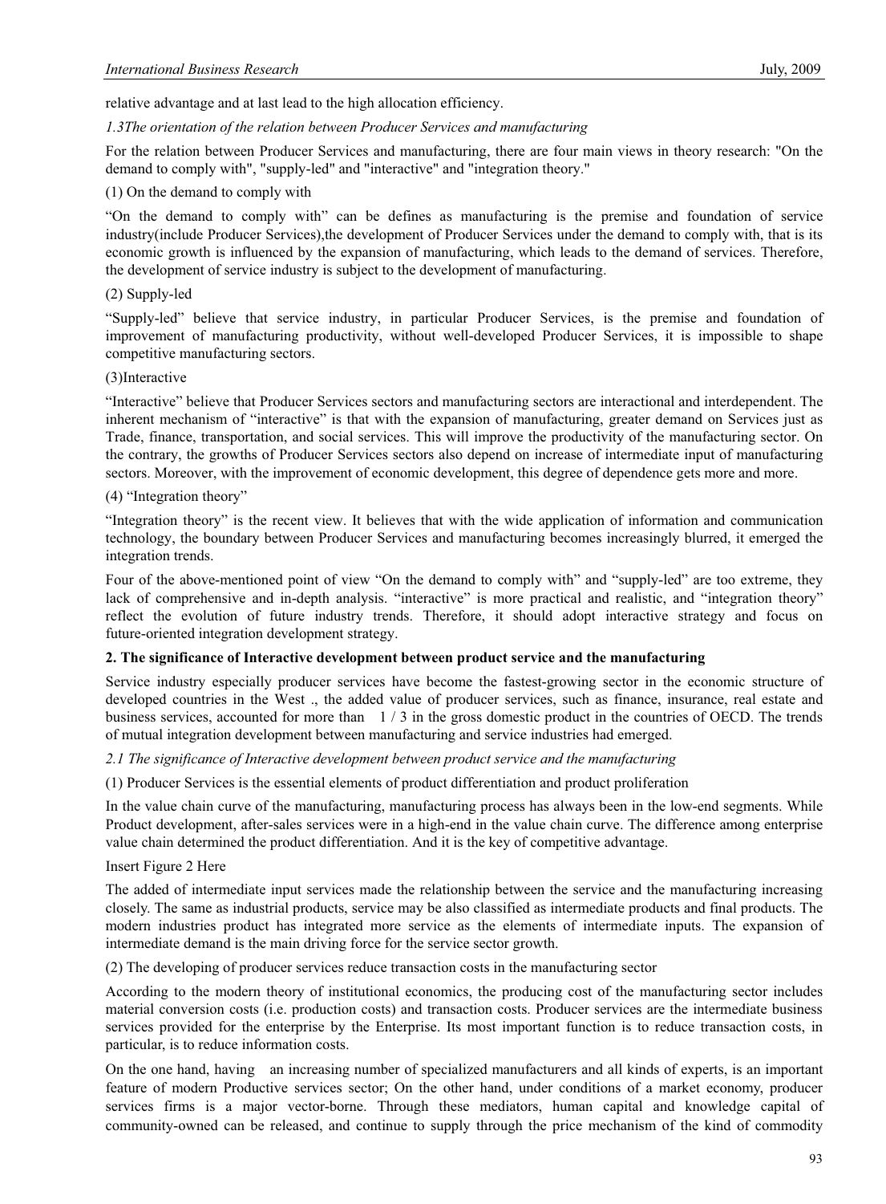relative advantage and at last lead to the high allocation efficiency.

### *1.3The orientation of the relation between Producer Services and manufacturing*

For the relation between Producer Services and manufacturing, there are four main views in theory research: "On the demand to comply with", "supply-led" and "interactive" and "integration theory."

(1) On the demand to comply with

"On the demand to comply with" can be defines as manufacturing is the premise and foundation of service industry(include Producer Services),the development of Producer Services under the demand to comply with, that is its economic growth is influenced by the expansion of manufacturing, which leads to the demand of services. Therefore, the development of service industry is subject to the development of manufacturing.

(2) Supply-led

"Supply-led" believe that service industry, in particular Producer Services, is the premise and foundation of improvement of manufacturing productivity, without well-developed Producer Services, it is impossible to shape competitive manufacturing sectors.

(3)Interactive

"Interactive" believe that Producer Services sectors and manufacturing sectors are interactional and interdependent. The inherent mechanism of "interactive" is that with the expansion of manufacturing, greater demand on Services just as Trade, finance, transportation, and social services. This will improve the productivity of the manufacturing sector. On the contrary, the growths of Producer Services sectors also depend on increase of intermediate input of manufacturing sectors. Moreover, with the improvement of economic development, this degree of dependence gets more and more.

(4) "Integration theory"

"Integration theory" is the recent view. It believes that with the wide application of information and communication technology, the boundary between Producer Services and manufacturing becomes increasingly blurred, it emerged the integration trends.

Four of the above-mentioned point of view "On the demand to comply with" and "supply-led" are too extreme, they lack of comprehensive and in-depth analysis. "interactive" is more practical and realistic, and "integration theory" reflect the evolution of future industry trends. Therefore, it should adopt interactive strategy and focus on future-oriented integration development strategy.

## 2. The significance of Interactive development between product service and the manufacturing

Service industry especially producer services have become the fastest-growing sector in the economic structure of developed countries in the West ., the added value of producer services, such as finance, insurance, real estate and business services, accounted for more than 1 / 3 in the gross domestic product in the countries of OECD. The trends of mutual integration development between manufacturing and service industries had emerged.

### *2.1 The significance of Interactive development between product service and the manufacturing*

(1) Producer Services is the essential elements of product differentiation and product proliferation

In the value chain curve of the manufacturing, manufacturing process has always been in the low-end segments. While Product development, after-sales services were in a high-end in the value chain curve. The difference among enterprise value chain determined the product differentiation. And it is the key of competitive advantage.

Insert Figure 2 Here

The added of intermediate input services made the relationship between the service and the manufacturing increasing closely. The same as industrial products, service may be also classified as intermediate products and final products. The modern industries product has integrated more service as the elements of intermediate inputs. The expansion of intermediate demand is the main driving force for the service sector growth.

(2) The developing of producer services reduce transaction costs in the manufacturing sector

According to the modern theory of institutional economics, the producing cost of the manufacturing sector includes material conversion costs (i.e. production costs) and transaction costs. Producer services are the intermediate business services provided for the enterprise by the Enterprise. Its most important function is to reduce transaction costs, in particular, is to reduce information costs.

On the one hand, having an increasing number of specialized manufacturers and all kinds of experts, is an important feature of modern Productive services sector; On the other hand, under conditions of a market economy, producer services firms is a major vector-borne. Through these mediators, human capital and knowledge capital of community-owned can be released, and continue to supply through the price mechanism of the kind of commodity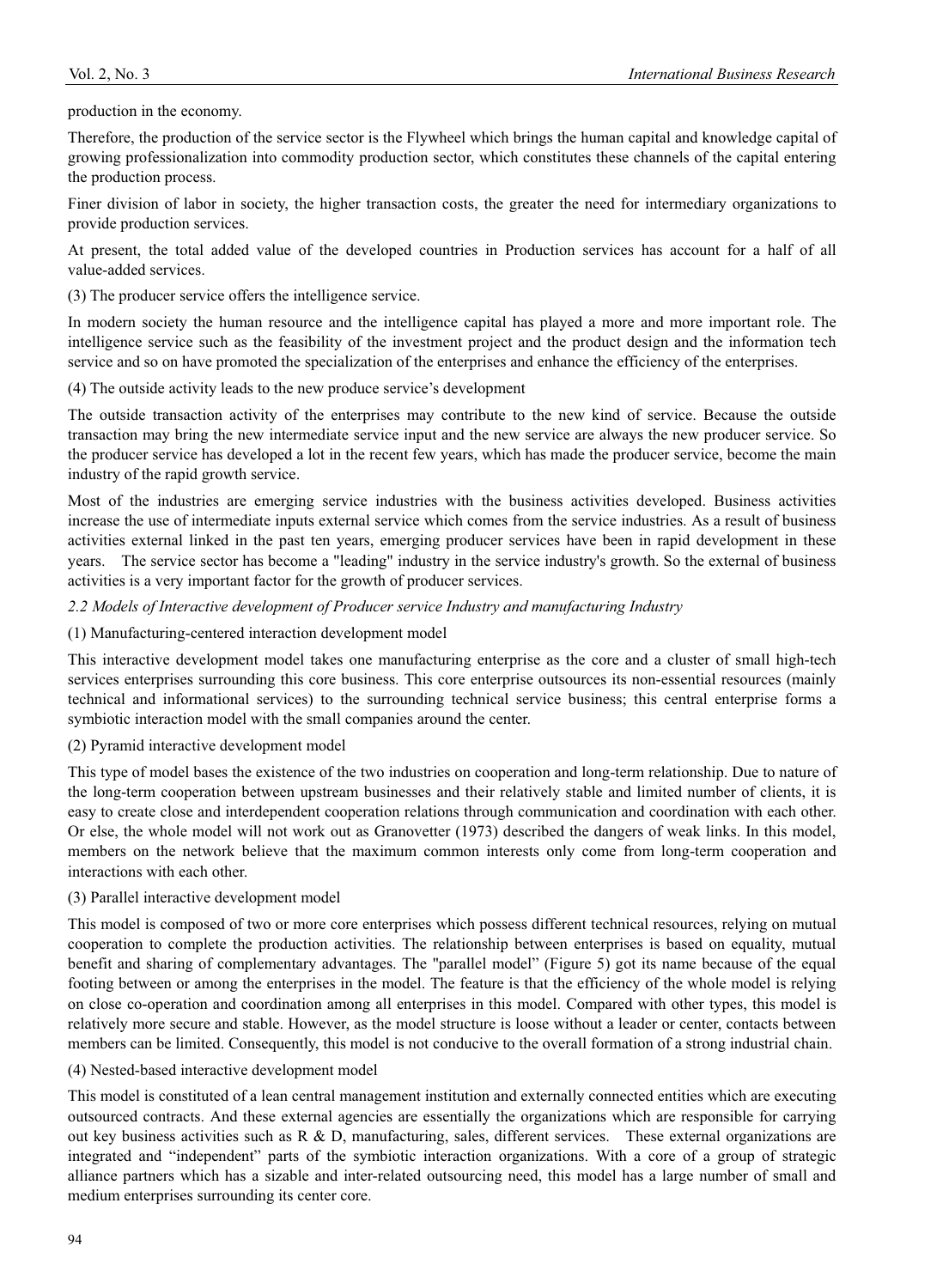production in the economy.

Therefore, the production of the service sector is the Flywheel which brings the human capital and knowledge capital of growing professionalization into commodity production sector, which constitutes these channels of the capital entering the production process.

Finer division of labor in society, the higher transaction costs, the greater the need for intermediary organizations to provide production services.

At present, the total added value of the developed countries in Production services has account for a half of all value-added services.

(3) The producer service offers the intelligence service.

In modern society the human resource and the intelligence capital has played a more and more important role. The intelligence service such as the feasibility of the investment project and the product design and the information tech service and so on have promoted the specialization of the enterprises and enhance the efficiency of the enterprises.

(4) The outside activity leads to the new produce service's development

The outside transaction activity of the enterprises may contribute to the new kind of service. Because the outside transaction may bring the new intermediate service input and the new service are always the new producer service. So the producer service has developed a lot in the recent few years, which has made the producer service, become the main industry of the rapid growth service.

Most of the industries are emerging service industries with the business activities developed. Business activities increase the use of intermediate inputs external service which comes from the service industries. As a result of business activities external linked in the past ten years, emerging producer services have been in rapid development in these years. The service sector has become a "leading" industry in the service industry's growth. So the external of business activities is a very important factor for the growth of producer services.

*2.2 Models of Interactive development of Producer service Industry and manufacturing Industry*

(1) Manufacturing-centered interaction development model

This interactive development model takes one manufacturing enterprise as the core and a cluster of small high-tech services enterprises surrounding this core business. This core enterprise outsources its non-essential resources (mainly technical and informational services) to the surrounding technical service business; this central enterprise forms a symbiotic interaction model with the small companies around the center.

(2) Pyramid interactive development model

This type of model bases the existence of the two industries on cooperation and long-term relationship. Due to nature of the long-term cooperation between upstream businesses and their relatively stable and limited number of clients, it is easy to create close and interdependent cooperation relations through communication and coordination with each other. Or else, the whole model will not work out as Granovetter (1973) described the dangers of weak links. In this model, members on the network believe that the maximum common interests only come from long-term cooperation and interactions with each other.

(3) Parallel interactive development model

This model is composed of two or more core enterprises which possess different technical resources, relying on mutual cooperation to complete the production activities. The relationship between enterprises is based on equality, mutual benefit and sharing of complementary advantages. The "parallel model" (Figure 5) got its name because of the equal footing between or among the enterprises in the model. The feature is that the efficiency of the whole model is relying on close co-operation and coordination among all enterprises in this model. Compared with other types, this model is relatively more secure and stable. However, as the model structure is loose without a leader or center, contacts between members can be limited. Consequently, this model is not conducive to the overall formation of a strong industrial chain.

(4) Nested-based interactive development model

This model is constituted of a lean central management institution and externally connected entities which are executing outsourced contracts. And these external agencies are essentially the organizations which are responsible for carrying out key business activities such as R & D, manufacturing, sales, different services. These external organizations are integrated and "independent" parts of the symbiotic interaction organizations. With a core of a group of strategic alliance partners which has a sizable and inter-related outsourcing need, this model has a large number of small and medium enterprises surrounding its center core.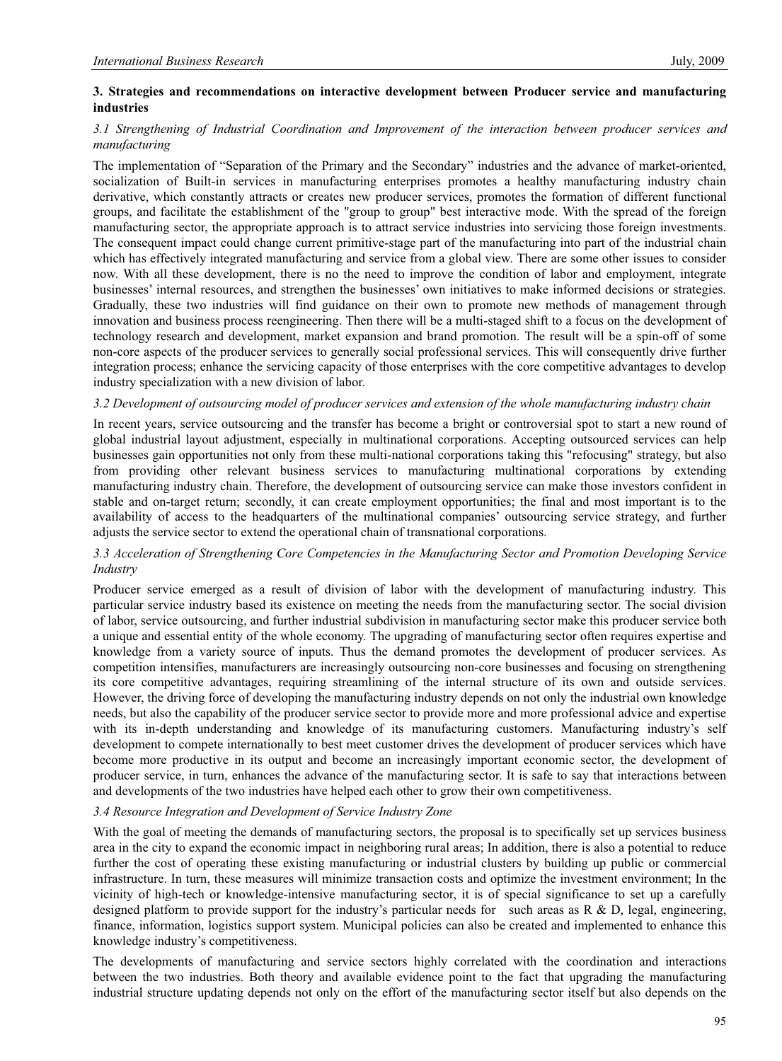### 3. Strategies and recommendations on interactive development between Producer service and manufacturing industries

*3.1 Strengthening of Industrial Coordination and Improvement of the interaction between producer services and manufacturing*

The implementation of "Separation of the Primary and the Secondary" industries and the advance of market-oriented, socialization of Built-in services in manufacturing enterprises promotes a healthy manufacturing industry chain derivative, which constantly attracts or creates new producer services, promotes the formation of different functional groups, and facilitate the establishment of the "group to group" best interactive mode. With the spread of the foreign manufacturing sector, the appropriate approach is to attract service industries into servicing those foreign investments. The consequent impact could change current primitive-stage part of the manufacturing into part of the industrial chain which has effectively integrated manufacturing and service from a global view. There are some other issues to consider now. With all these development, there is no the need to improve the condition of labor and employment, integrate businesses' internal resources, and strengthen the businesses' own initiatives to make informed decisions or strategies. Gradually, these two industries will find guidance on their own to promote new methods of management through innovation and business process reengineering. Then there will be a multi-staged shift to a focus on the development of technology research and development, market expansion and brand promotion. The result will be a spin-off of some non-core aspects of the producer services to generally social professional services. This will consequently drive further integration process; enhance the servicing capacity of those enterprises with the core competitive advantages to develop industry specialization with a new division of labor.

*3.2 Development of outsourcing model of producer services and extension of the whole manufacturing industry chain*

In recent years, service outsourcing and the transfer has become a bright or controversial spot to start a new round of global industrial layout adjustment, especially in multinational corporations. Accepting outsourced services can help businesses gain opportunities not only from these multi-national corporations taking this "refocusing" strategy, but also from providing other relevant business services to manufacturing multinational corporations by extending manufacturing industry chain. Therefore, the development of outsourcing service can make those investors confident in stable and on-target return; secondly, it can create employment opportunities; the final and most important is to the availability of access to the headquarters of the multinational companies' outsourcing service strategy, and further adjusts the service sector to extend the operational chain of transnational corporations.

*3.3 Acceleration of Strengthening Core Competencies in the Manufacturing Sector and Promotion Developing Service Industry*

Producer service emerged as a result of division of labor with the development of manufacturing industry. This particular service industry based its existence on meeting the needs from the manufacturing sector. The social division of labor, service outsourcing, and further industrial subdivision in manufacturing sector make this producer service both a unique and essential entity of the whole economy. The upgrading of manufacturing sector often requires expertise and knowledge from a variety source of inputs. Thus the demand promotes the development of producer services. As competition intensifies, manufacturers are increasingly outsourcing non-core businesses and focusing on strengthening its core competitive advantages, requiring streamlining of the internal structure of its own and outside services. However, the driving force of developing the manufacturing industry depends on not only the industrial own knowledge needs, but also the capability of the producer service sector to provide more and more professional advice and expertise with its in-depth understanding and knowledge of its manufacturing customers. Manufacturing industry's self development to compete internationally to best meet customer drives the development of producer services which have become more productive in its output and become an increasingly important economic sector, the development of producer service, in turn, enhances the advance of the manufacturing sector. It is safe to say that interactions between and developments of the two industries have helped each other to grow their own competitiveness.

*3.4 Resource Integration and Development of Service Industry Zone*

With the goal of meeting the demands of manufacturing sectors, the proposal is to specifically set up services business area in the city to expand the economic impact in neighboring rural areas; In addition, there is also a potential to reduce further the cost of operating these existing manufacturing or industrial clusters by building up public or commercial infrastructure. In turn, these measures will minimize transaction costs and optimize the investment environment; In the vicinity of high-tech or knowledge-intensive manufacturing sector, it is of special significance to set up a carefully designed platform to provide support for the industry's particular needs for such areas as R & D, legal, engineering, finance, information, logistics support system. Municipal policies can also be created and implemented to enhance this knowledge industry's competitiveness.

The developments of manufacturing and service sectors highly correlated with the coordination and interactions between the two industries. Both theory and available evidence point to the fact that upgrading the manufacturing industrial structure updating depends not only on the effort of the manufacturing sector itself but also depends on the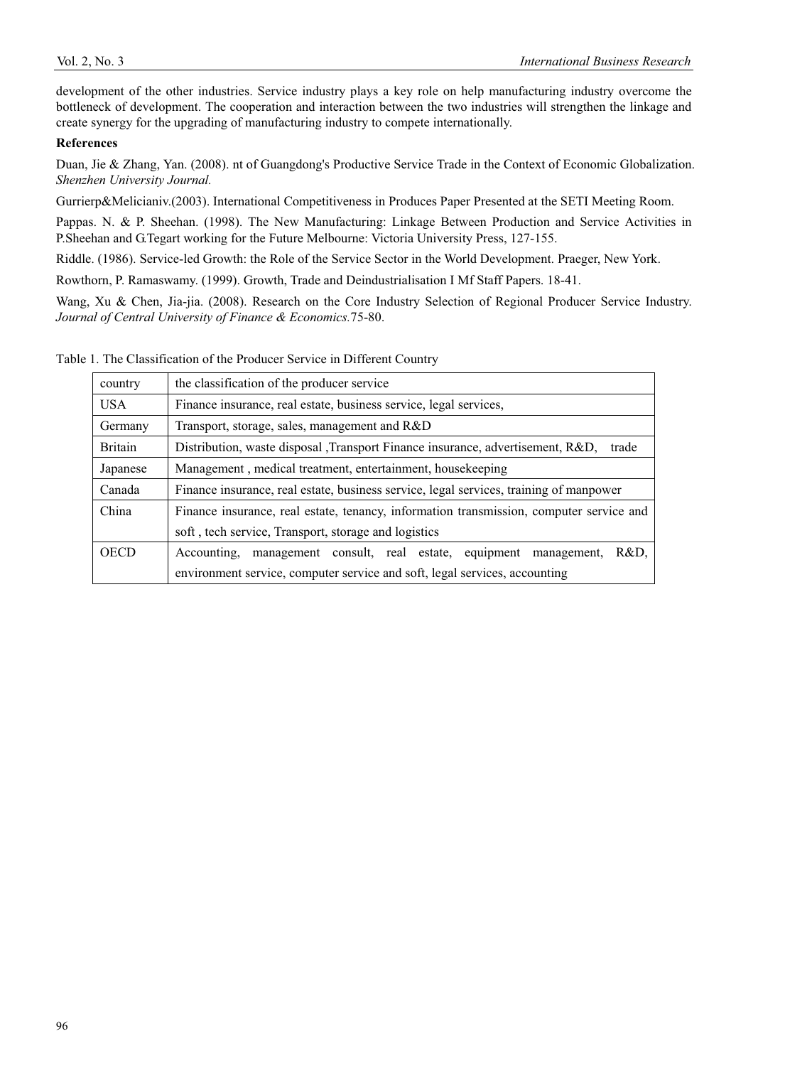development of the other industries. Service industry plays a key role on help manufacturing industry overcome the bottleneck of development. The cooperation and interaction between the two industries will strengthen the linkage and create synergy for the upgrading of manufacturing industry to compete internationally.

**References**

Duan, Jie & Zhang, Yan. (2008). nt of Guangdong's Productive Service Trade in the Context of Economic Globalization. *Shenzhen University Journal.*

Gurrierp&Melicianiv.(2003). International Competitiveness in Produces Paper Presented at the SETI Meeting Room.

Pappas. N. & P. Sheehan. (1998). The New Manufacturing: Linkage Between Production and Service Activities in P.Sheehan and G.Tegart working for the Future Melbourne: Victoria University Press, 127-155.

Riddle. (1986). Service-led Growth: the Role of the Service Sector in the World Development. Praeger, New York.

Rowthorn, P. Ramaswamy. (1999). Growth, Trade and Deindustrialisation I Mf Staff Papers. 18-41.

Wang, Xu & Chen, Jia-jia. (2008). Research on the Core Industry Selection of Regional Producer Service Industry. *Journal of Central University of Finance & Economics.*75-80.

Table 1. The Classification of the Producer Service in Different Country

| country | the classification of the producer service |
|---|---|
| USA | Finance insurance, real estate, business service, legal services, |
| Germany | Transport, storage, sales, management and R&D |
| Britain | Distribution, waste disposal ,Transport Finance insurance, advertisement, R&D, trade |
| Japanese | Management , medical treatment, entertainment, housekeeping |
| Canada | Finance insurance, real estate, business service, legal services, training of manpower |
| China | Finance insurance, real estate, tenancy, information transmission, computer service and soft , tech service, Transport, storage and logistics |
| OECD | Accounting, management consult, real estate, equipment management, R&D, environment service, computer service and soft, legal services, accounting |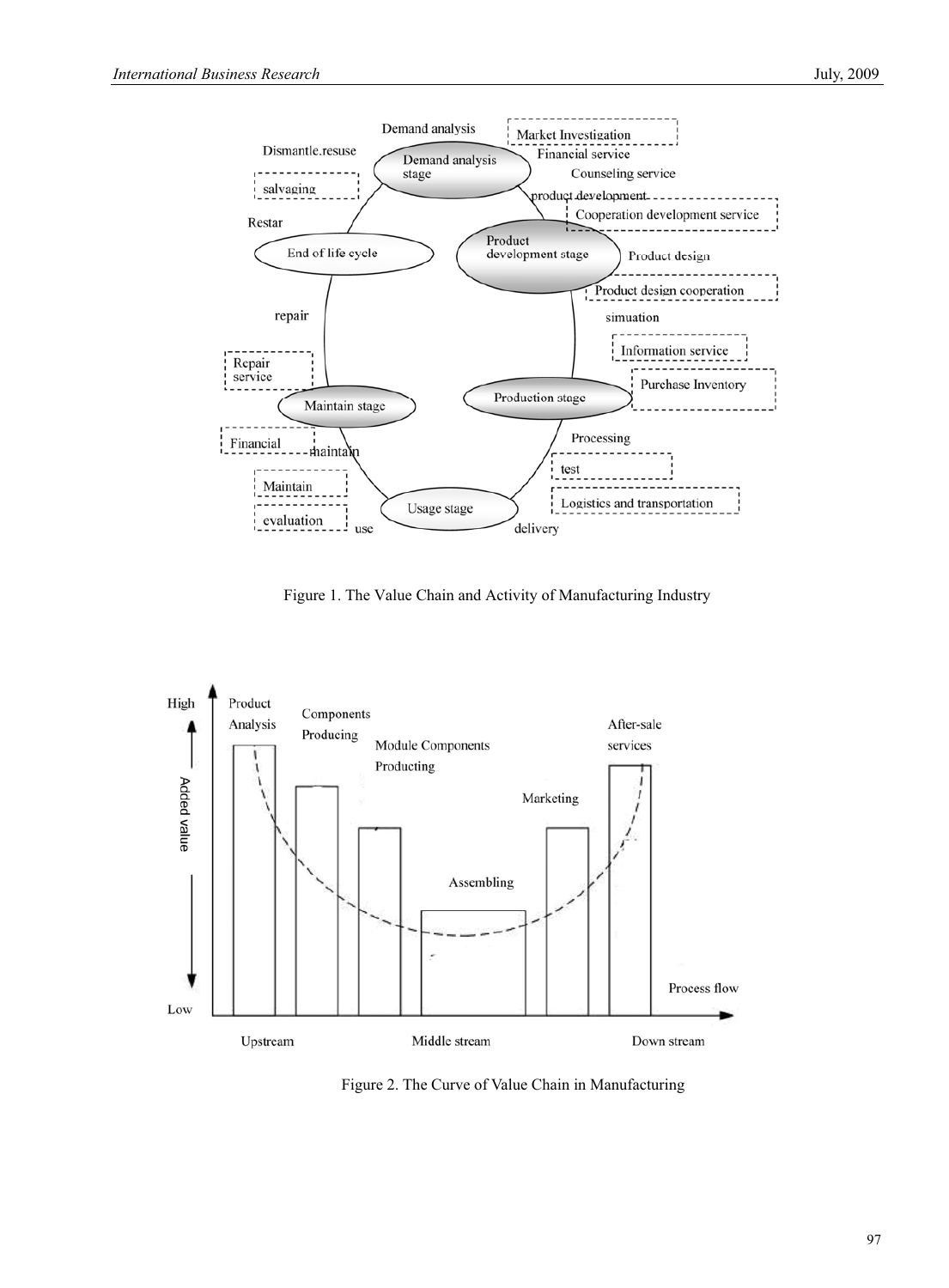Demand analysis

Market Investigation

Dismantle.resuse

Demand analysis stage

Financial service

Counseling service

salvaging

product development

Cooperation development service

Restar

End of life cycle

Product development stage

Product design

Product design cooperation

repair

simuation

Information service

Repair service

Purchase Inventory

Maintain stage

Production stage

Financial

maintain

Processing

test

Maintain

Logistics and transportation

evaluation

Usage stage

use

delivery

Figure 1. The Value Chain and Activity of Manufacturing Industry

High

Product Analysis

Components Producing

Module Components Producting

After-sale services

Added value

Marketing

Assembling

Process flow

Low

Upstream

Middle stream

Down stream

Figure 2. The Curve of Value Chain in Manufacturing